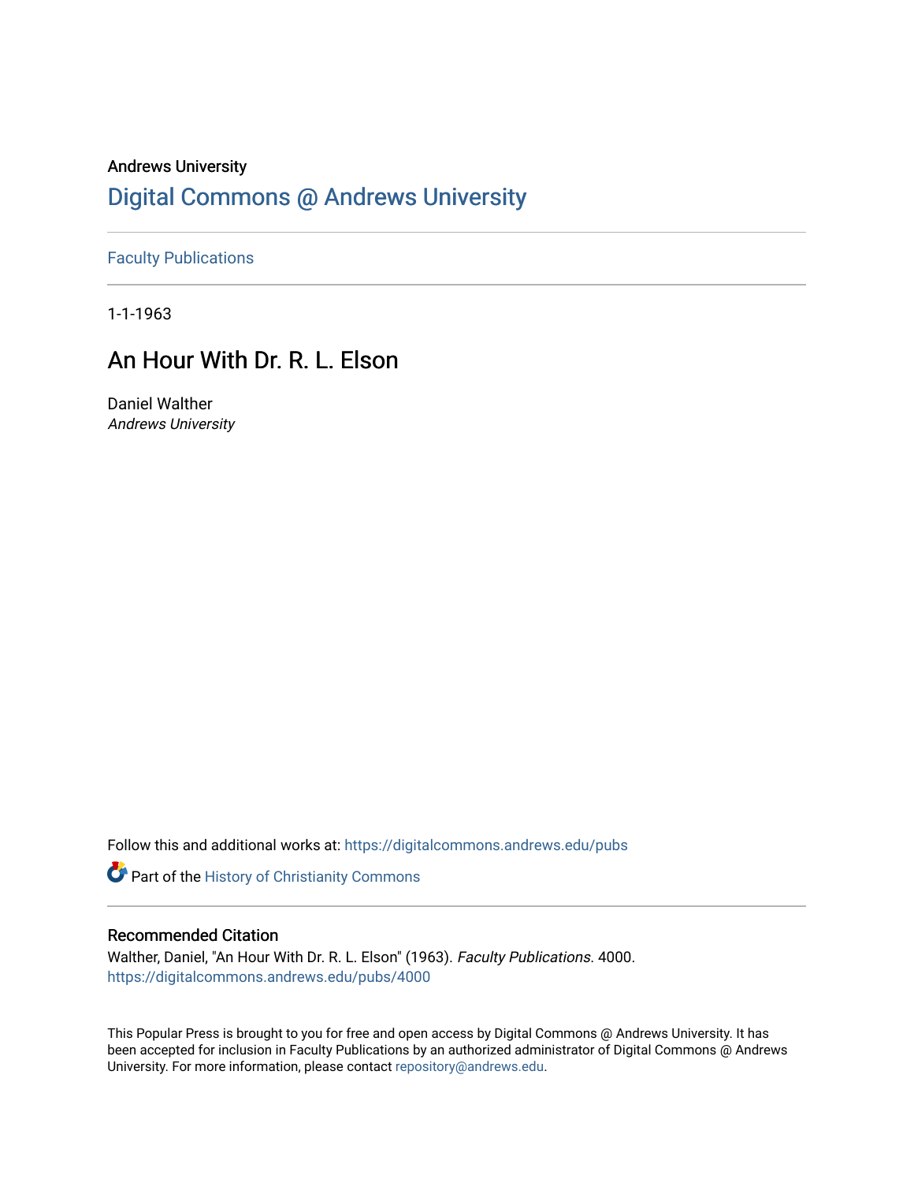Andrews University

# Digital Commons @ Andrews University

Faculty Publications

1-1-1963

## An Hour With Dr. R. L. Elson

Daniel Walther
*Andrews University*

Follow this and additional works at: https://digitalcommons.andrews.edu/pubs

Part of the History of Christianity Commons

### Recommended Citation

Walther, Daniel, "An Hour With Dr. R. L. Elson" (1963). *Faculty Publications*. 4000.
https://digitalcommons.andrews.edu/pubs/4000

This Popular Press is brought to you for free and open access by Digital Commons @ Andrews University. It has been accepted for inclusion in Faculty Publications by an authorized administrator of Digital Commons @ Andrews University. For more information, please contact repository@andrews.edu.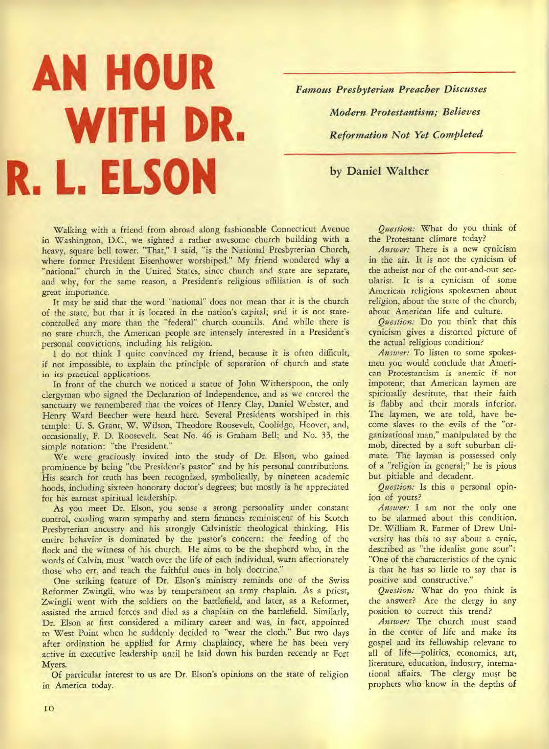# AN HOUR WITH DR. R. L. ELSON

*Famous Presbyterian Preacher Discusses Modern Protestantism; Believes Reformation Not Yet Completed*

by Daniel Walther

Walking with a friend from abroad along fashionable Connecticut Avenue in Washington, D.C., we sighted a rather awesome church building with a heavy, square bell tower. "That," I said, "is the National Presbyterian Church, where former President Eisenhower worshiped." My friend wondered why a "national" church in the United States, since church and state are separate, and why, for the same reason, a President's religious affiliation is of such great importance.

It may be said that the word "national" does not mean that it is the church of the state, but that it is located in the nation's capital; and it is not state-controlled any more than the "federal" church councils. And while there is no state church, the American people are intensely interested in a President's personal convictions, including his religion.

I do not think I quite convinced my friend, because it is often difficult, if not impossible, to explain the principle of separation of church and state in its practical applications.

In front of the church we noticed a statue of John Witherspoon, the only clergyman who signed the Declaration of Independence, and as we entered the sanctuary we remembered that the voices of Henry Clay, Daniel Webster, and Henry Ward Beecher were heard here. Several Presidents worshiped in this temple: U. S. Grant, W. Wilson, Theodore Roosevelt, Coolidge, Hoover, and, occasionally, F. D. Roosevelt. Seat No. 46 is Graham Bell; and No. 33, the simple notation: "the President."

We were graciously invited into the study of Dr. Elson, who gained prominence by being "the President's pastor" and by his personal contributions. His search for truth has been recognized, symbolically, by nineteen academic hoods, including sixteen honorary doctor's degrees; but mostly is he appreciated for his earnest spiritual leadership.

As you meet Dr. Elson, you sense a strong personality under constant control, exuding warm sympathy and stern firmness reminiscent of his Scotch Presbyterian ancestry and his strongly Calvinistic theological thinking. His entire behavior is dominated by the pastor's concern: the feeding of the flock and the witness of his church. He aims to be the shepherd who, in the words of Calvin, must "watch over the life of each individual, warn affectionately those who err, and teach the faithful ones in holy doctrine."

One striking feature of Dr. Elson's ministry reminds one of the Swiss Reformer Zwingli, who was by temperament an army chaplain. As a priest, Zwingli went with the soldiers on the battlefield, and later, as a Reformer, assisted the armed forces and died as a chaplain on the battlefield. Similarly, Dr. Elson at first considered a military career and was, in fact, appointed to West Point when he suddenly decided to "wear the cloth." But two days after ordination he applied for Army chaplaincy, where he has been very active in executive leadership until he laid down his burden recently at Fort Myers.

Of particular interest to us are Dr. Elson's opinions on the state of religion in America today.

*Question:* What do you think of the Protestant climate today?

*Answer:* There is a new cynicism in the air. It is not the cynicism of the atheist nor of the out-and-out secularist. It is a cynicism of some American religious spokesmen about religion, about the state of the church, about American life and culture.

*Question:* Do you think that this cynicism gives a distorted picture of the actual religious condition?

*Answer:* To listen to some spokesmen you would conclude that American Protestantism is anemic if not impotent; that American laymen are spiritually destitute, that their faith is flabby and their morals inferior. The laymen, we are told, have become slaves to the evils of the "organizational man," manipulated by the mob, directed by a soft suburban climate. The layman is possessed only of a "religion in general;" he is pious but pitiable and decadent.

*Question:* Is this a personal opinion of yours?

*Answer:* I am not the only one to be alarmed about this condition. Dr. William R. Farmer of Drew University has this to say about a cynic, described as "the idealist gone sour": "One of the characteristics of the cynic is that he has so little to say that is positive and constructive."

*Question:* What do you think is the answer? Are the clergy in any position to correct this trend?

*Answer:* The church must stand in the center of life and make its gospel and its fellowship relevant to all of life—politics, economics, art, literature, education, industry, international affairs. The clergy must be prophets who know in the depths of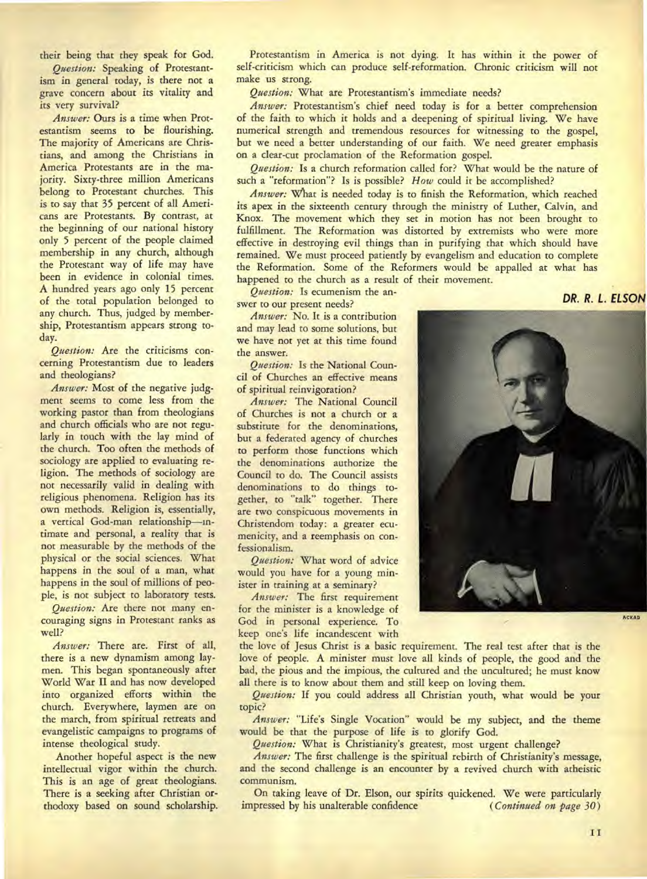their being that they speak for God.

*Question:* Speaking of Protestantism in general today, is there not a grave concern about its vitality and its very survival?

*Answer:* Ours is a time when Protestantism seems to be flourishing. The majority of Americans are Christians, and among the Christians in America Protestants are in the majority. Sixty-three million Americans belong to Protestant churches. This is to say that 35 percent of all Americans are Protestants. By contrast, at the beginning of our national history only 5 percent of the people claimed membership in any church, although the Protestant way of life may have been in evidence in colonial times. A hundred years ago only 15 percent of the total population belonged to any church. Thus, judged by membership, Protestantism appears strong today.

*Question:* Are the criticisms concerning Protestantism due to leaders and theologians?

*Answer:* Most of the negative judgment seems to come less from the working pastor than from theologians and church officials who are not regularly in touch with the lay mind of the church. Too often the methods of sociology are applied to evaluating religion. The methods of sociology are not necessarily valid in dealing with religious phenomena. Religion has its own methods. Religion is, essentially, a vertical God-man relationship—intimate and personal, a reality that is not measurable by the methods of the physical or the social sciences. What happens in the soul of a man, what happens in the soul of millions of people, is not subject to laboratory tests.

*Question:* Are there not many encouraging signs in Protestant ranks as well?

*Answer:* There are. First of all, there is a new dynamism among laymen. This began spontaneously after World War II and has now developed into organized efforts within the church. Everywhere, laymen are on the march, from spiritual retreats and evangelistic campaigns to programs of intense theological study.

Another hopeful aspect is the new intellectual vigor within the church. This is an age of great theologians. There is a seeking after Christian orthodoxy based on sound scholarship. Protestantism in America is not dying. It has within it the power of self-criticism which can produce self-reformation. Chronic criticism will not make us strong.

*Question:* What are Protestantism's immediate needs?

*Answer:* Protestantism's chief need today is for a better comprehension of the faith to which it holds and a deepening of spiritual living. We have numerical strength and tremendous resources for witnessing to the gospel, but we need a better understanding of our faith. We need greater emphasis on a clear-cut proclamation of the Reformation gospel.

*Question:* Is a church reformation called for? What would be the nature of such a "reformation"? Is is possible? *How* could it be accomplished?

*Answer:* What is needed today is to finish the Reformation, which reached its apex in the sixteenth century through the ministry of Luther, Calvin, and Knox. The movement which they set in motion has not been brought to fulfillment. The Reformation was distorted by extremists who were more effective in destroying evil things than in purifying that which should have remained. We must proceed patiently by evangelism and education to complete the Reformation. Some of the Reformers would be appalled at what has happened to the church as a result of their movement.

*Question:* Is ecumenism the answer to our present needs?

*Answer:* No. It is a contribution and may lead to some solutions, but we have not yet at this time found the answer.

*Question:* Is the National Council of Churches an effective means of spiritual reinvigoration?

*Answer:* The National Council of Churches is not a church or a substitute for the denominations, but a federated agency of churches to perform those functions which the denominations authorize the Council to do. The Council assists denominations to do things together, to "talk" together. There are two conspicuous movements in Christendom today: a greater ecumenicity, and a reemphasis on confessionalism.

*Question:* What word of advice would you have for a young minister in training at a seminary?

*Answer:* The first requirement for the minister is a knowledge of God in personal experience. To keep one's life incandescent with the love of Jesus Christ is a basic requirement. The real test after that is the love of people. A minister must love all kinds of people, the good and the bad, the pious and the impious, the cultured and the uncultured; he must know all there is to know about them and still keep on loving them.

**DR. R. L. ELSON**

*Question:* If you could address all Christian youth, what would be your topic?

*Answer:* "Life's Single Vocation" would be my subject, and the theme would be that the purpose of life is to glorify God.

*Question:* What is Christianity's greatest, most urgent challenge?

*Answer:* The first challenge is the spiritual rebirth of Christianity's message, and the second challenge is an encounter by a revived church with atheistic communism.

On taking leave of Dr. Elson, our spirits quickened. We were particularly impressed by his unalterable confidence (*Continued on page 30*)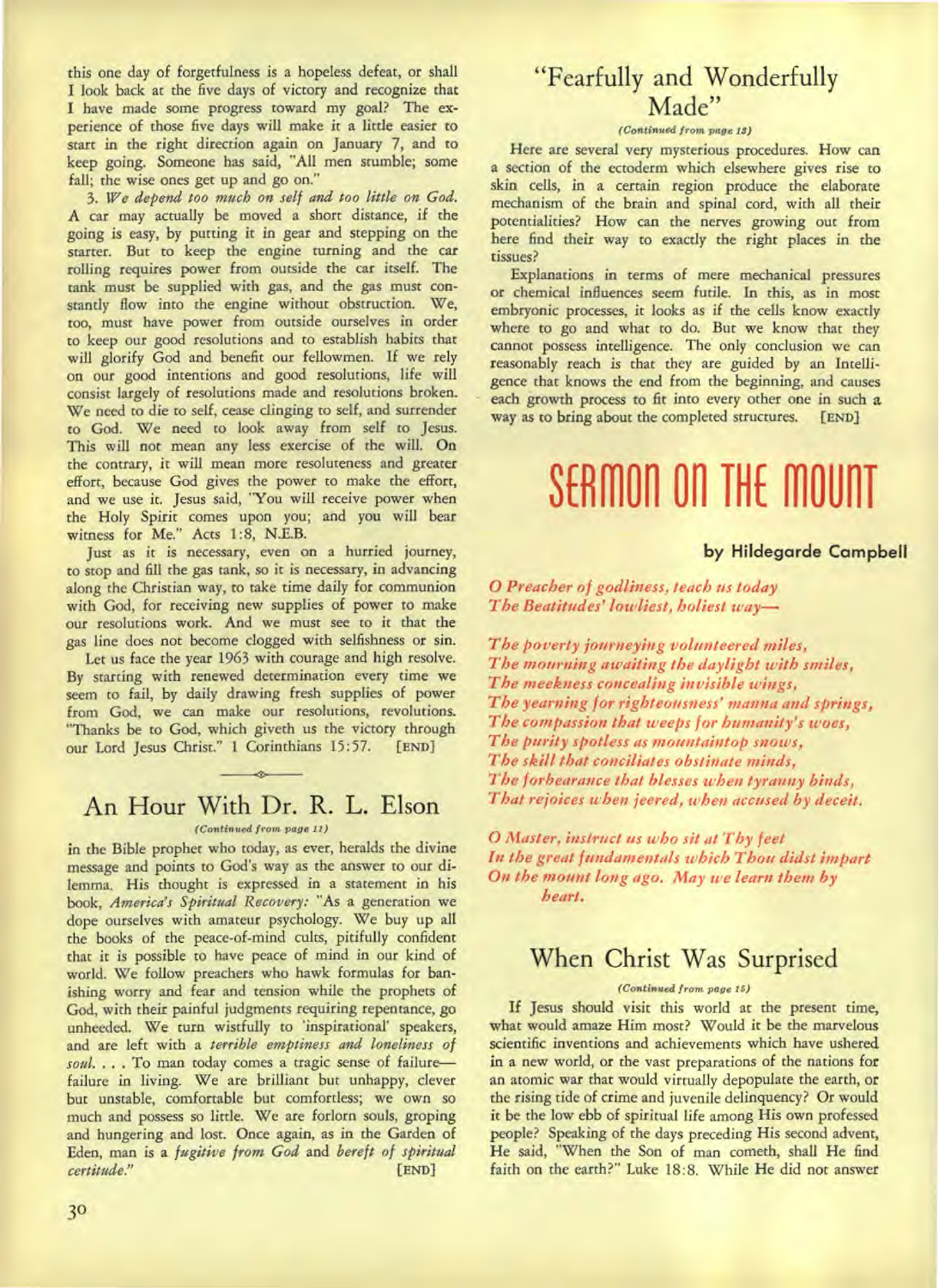this one day of forgetfulness is a hopeless defeat, or shall I look back at the five days of victory and recognize that I have made some progress toward my goal? The experience of those five days will make it a little easier to start in the right direction again on January 7, and to keep going. Someone has said, "All men stumble; some fall; the wise ones get up and go on."

3. *We depend too much on self and too little on God.* A car may actually be moved a short distance, if the going is easy, by putting it in gear and stepping on the starter. But to keep the engine turning and the car rolling requires power from outside the car itself. The tank must be supplied with gas, and the gas must constantly flow into the engine without obstruction. We, too, must have power from outside ourselves in order to keep our good resolutions and to establish habits that will glorify God and benefit our fellowmen. If we rely on our good intentions and good resolutions, life will consist largely of resolutions made and resolutions broken. We need to die to self, cease clinging to self, and surrender to God. We need to look away from self to Jesus. This will not mean any less exercise of the will. On the contrary, it will mean more resoluteness and greater effort, because God gives the power to make the effort, and we use it. Jesus said, "You will receive power when the Holy Spirit comes upon you; and you will bear witness for Me." Acts 1:8, N.E.B.

Just as it is necessary, even on a hurried journey, to stop and fill the gas tank, so it is necessary, in advancing along the Christian way, to take time daily for communion with God, for receiving new supplies of power to make our resolutions work. And we must see to it that the gas line does not become clogged with selfishness or sin.

Let us face the year 1963 with courage and high resolve. By starting with renewed determination every time we seem to fail, by daily drawing fresh supplies of power from God, we can make our resolutions, revolutions. "Thanks be to God, which giveth us the victory through our Lord Jesus Christ." 1 Corinthians 15:57. [END]

## An Hour With Dr. R. L. Elson

*(Continued from page 11)*

in the Bible prophet who today, as ever, heralds the divine message and points to God's way as the answer to our dilemma. His thought is expressed in a statement in his book, *America's Spiritual Recovery:* "As a generation we dope ourselves with amateur psychology. We buy up all the books of the peace-of-mind cults, pitifully confident that it is possible to have peace of mind in our kind of world. We follow preachers who hawk formulas for banishing worry and fear and tension while the prophets of God, with their painful judgments requiring repentance, go unheeded. We turn wistfully to 'inspirational' speakers, and are left with a *terrible emptiness and loneliness of soul.* . . . To man today comes a tragic sense of failure—failure in living. We are brilliant but unhappy, clever but unstable, comfortable but comfortless; we own so much and possess so little. We are forlorn souls, groping and hungering and lost. Once again, as in the Garden of Eden, man is a *fugitive from God* and *bereft of spiritual certitude.*" [END]

## "Fearfully and Wonderfully Made"

*(Continued from page 13)*

Here are several very mysterious procedures. How can a section of the ectoderm which elsewhere gives rise to skin cells, in a certain region produce the elaborate mechanism of the brain and spinal cord, with all their potentialities? How can the nerves growing out from here find their way to exactly the right places in the tissues?

Explanations in terms of mere mechanical pressures or chemical influences seem futile. In this, as in most embryonic processes, it looks as if the cells know exactly where to go and what to do. But we know that they cannot possess intelligence. The only conclusion we can reasonably reach is that they are guided by an Intelligence that knows the end from the beginning, and causes each growth process to fit into every other one in such a way as to bring about the completed structures. [END]

# SERMON ON THE MOUNT

**by Hildegarde Campbell**

*O Preacher of godliness, teach us today*
*The Beatitudes' lowliest, holiest way—*

*The poverty journeying volunteered miles,*
*The mourning awaiting the daylight with smiles,*
*The meekness concealing invisible wings,*
*The yearning for righteousness' manna and springs,*
*The compassion that weeps for humanity's woes,*
*The purity spotless as mountaintop snows,*
*The skill that conciliates obstinate minds,*
*The forbearance that blesses when tyranny binds,*
*That rejoices when jeered, when accused by deceit.*

*O Master, instruct us who sit at Thy feet*
*In the great fundamentals which Thou didst impart*
*On the mount long ago. May we learn them by heart.*

## When Christ Was Surprised

*(Continued from page 15)*

If Jesus should visit this world at the present time, what would amaze Him most? Would it be the marvelous scientific inventions and achievements which have ushered in a new world, or the vast preparations of the nations for an atomic war that would virtually depopulate the earth, or the rising tide of crime and juvenile delinquency? Or would it be the low ebb of spiritual life among His own professed people? Speaking of the days preceding His second advent, He said, "When the Son of man cometh, shall He find faith on the earth?" Luke 18:8. While He did not answer